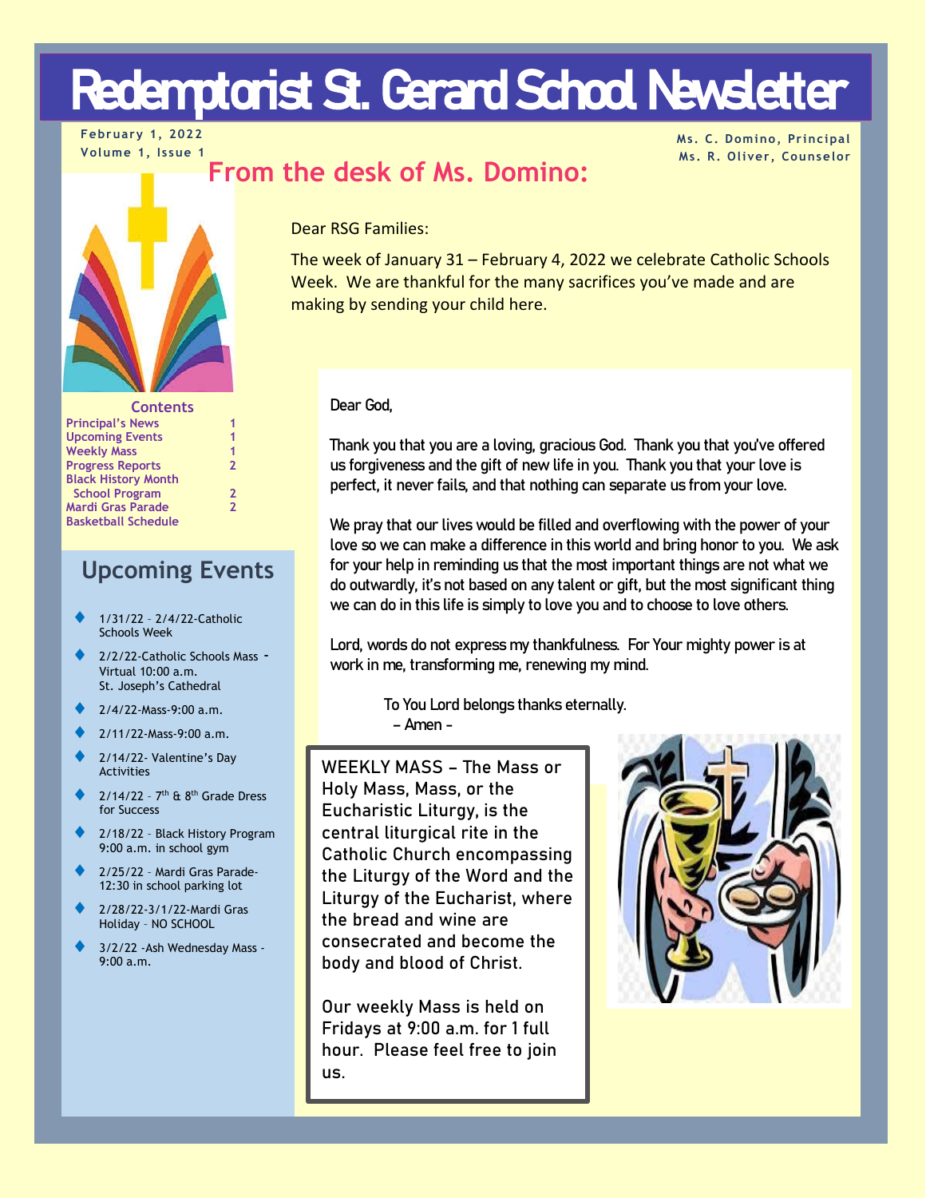# Redemptorist St. Gerard School Newsletter

February 1, 2022
Volume 1, Issue 1

Ms. C. Domino, Principal
Ms. R. Oliver, Counselor

## From the desk of Ms. Domino:

Dear RSG Families:

The week of January 31 – February 4, 2022 we celebrate Catholic Schools Week. We are thankful for the many sacrifices you've made and are making by sending your child here.

Dear God,

Thank you that you are a loving, gracious God. Thank you that you've offered us forgiveness and the gift of new life in you. Thank you that your love is perfect, it never fails, and that nothing can separate us from your love.

We pray that our lives would be filled and overflowing with the power of your love so we can make a difference in this world and bring honor to you. We ask for your help in reminding us that the most important things are not what we do outwardly, it's not based on any talent or gift, but the most significant thing we can do in this life is simply to love you and to choose to love others.

Lord, words do not express my thankfulness. For Your mighty power is at work in me, transforming me, renewing my mind.

To You Lord belongs thanks eternally.
– Amen –

WEEKLY MASS – The Mass or Holy Mass, Mass, or the Eucharistic Liturgy, is the central liturgical rite in the Catholic Church encompassing the Liturgy of the Word and the Liturgy of the Eucharist, where the bread and wine are consecrated and become the body and blood of Christ.

Our weekly Mass is held on Fridays at 9:00 a.m. for 1 full hour. Please feel free to join us.

### Contents

| | |
|---|---|
| Principal's News | 1 |
| Upcoming Events | 1 |
| Weekly Mass | 1 |
| Progress Reports | 2 |
| Black History Month School Program | 2 |
| Mardi Gras Parade | 2 |
| Basketball Schedule | |

## Upcoming Events

- 1/31/22 - 2/4/22-Catholic Schools Week
- 2/2/22-Catholic Schools Mass - Virtual 10:00 a.m. St. Joseph's Cathedral
- 2/4/22-Mass-9:00 a.m.
- 2/11/22-Mass-9:00 a.m.
- 2/14/22- Valentine's Day Activities
- 2/14/22 - 7th & 8th Grade Dress for Success
- 2/18/22 - Black History Program 9:00 a.m. in school gym
- 2/25/22 - Mardi Gras Parade- 12:30 in school parking lot
- 2/28/22-3/1/22-Mardi Gras Holiday - NO SCHOOL
- 3/2/22 -Ash Wednesday Mass - 9:00 a.m.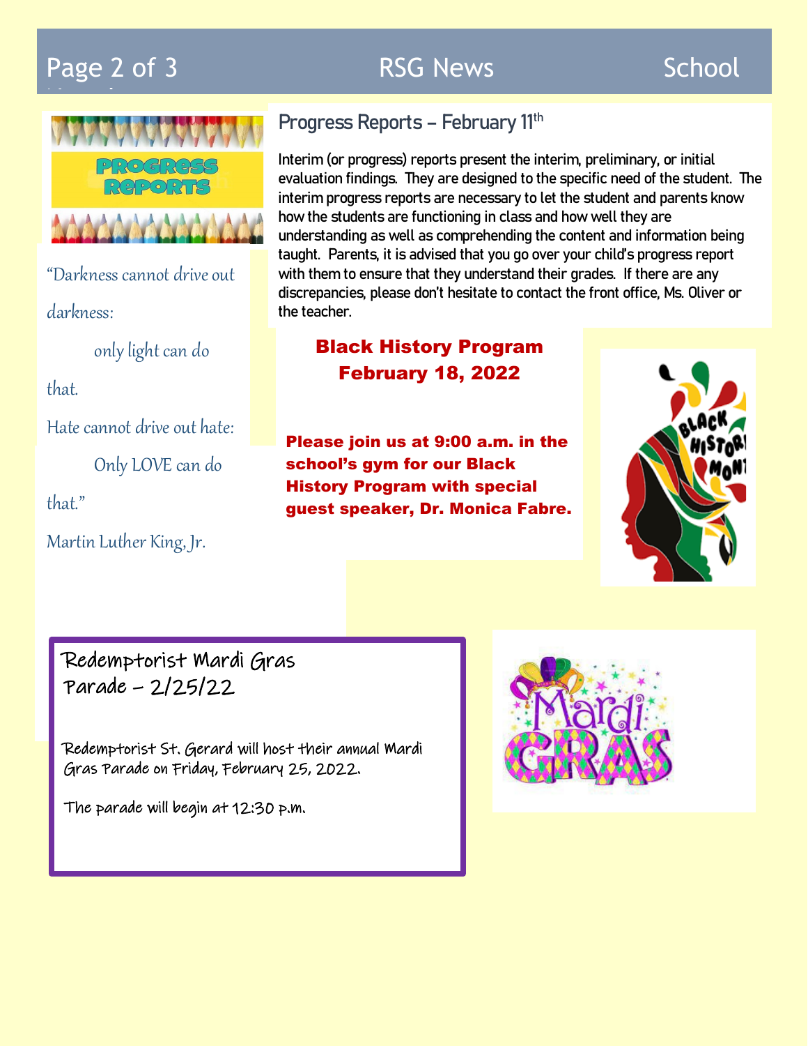## Progress Reports – February 11th

Interim (or progress) reports present the interim, preliminary, or initial evaluation findings. They are designed to the specific need of the student. The interim progress reports are necessary to let the student and parents know how the students are functioning in class and how well they are understanding as well as comprehending the content and information being taught. Parents, it is advised that you go over your child's progress report with them to ensure that they understand their grades. If there are any discrepancies, please don't hesitate to contact the front office, Ms. Oliver or the teacher.

*"Darkness cannot drive out darkness:*
*only light can do that.*
*Hate cannot drive out hate:*
*Only LOVE can do that."*
*Martin Luther King, Jr.*

## Black History Program February 18, 2022

**Please join us at 9:00 a.m. in the school's gym for our Black History Program with special guest speaker, Dr. Monica Fabre.**

## Redemptorist Mardi Gras Parade – 2/25/22

Redemptorist St. Gerard will host their annual Mardi Gras Parade on Friday, February 25, 2022.

The parade will begin at 12:30 p.m.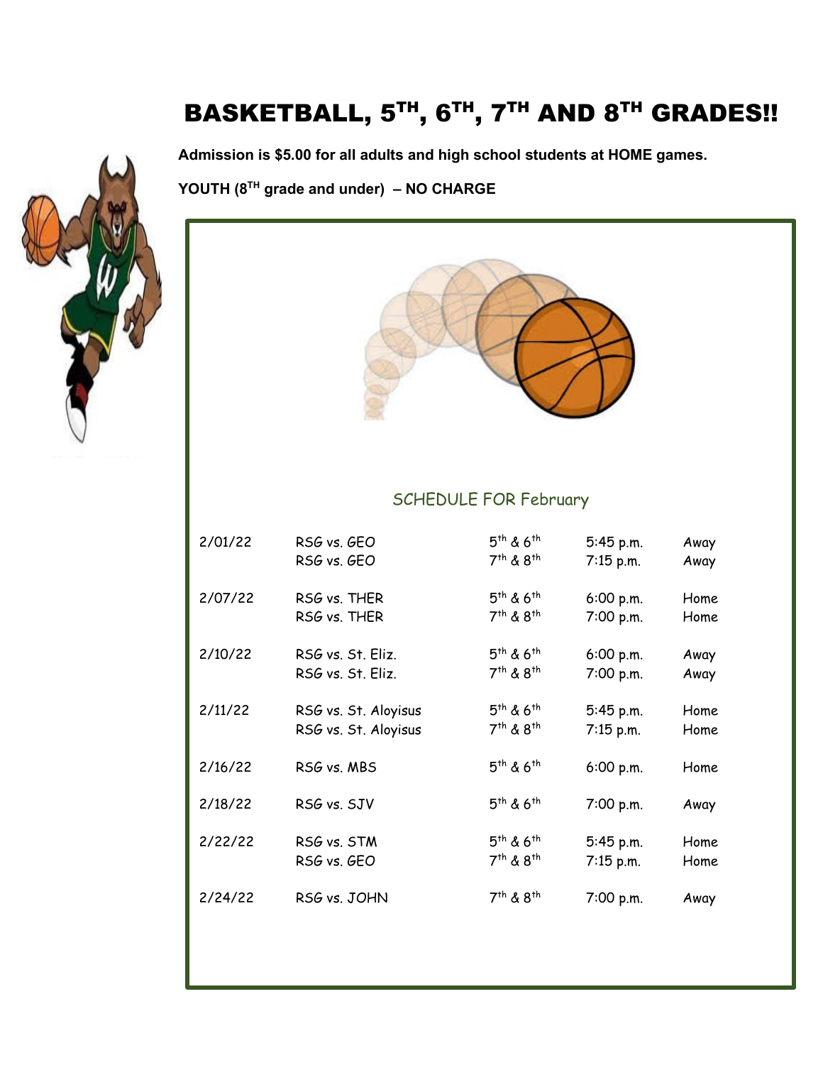# BASKETBALL, 5TH, 6TH, 7TH AND 8TH GRADES!!

**Admission is $5.00 for all adults and high school students at HOME games.**

**YOUTH (8TH grade and under) – NO CHARGE**

## SCHEDULE FOR February

| | | | | |
|---|---|---|---|---|
| 2/01/22 | RSG vs. GEO | 5th & 6th | 5:45 p.m. | Away |
| | RSG vs. GEO | 7th & 8th | 7:15 p.m. | Away |
| 2/07/22 | RSG vs. THER | 5th & 6th | 6:00 p.m. | Home |
| | RSG vs. THER | 7th & 8th | 7:00 p.m. | Home |
| 2/10/22 | RSG vs. St. Eliz. | 5th & 6th | 6:00 p.m. | Away |
| | RSG vs. St. Eliz. | 7th & 8th | 7:00 p.m. | Away |
| 2/11/22 | RSG vs. St. Aloyisus | 5th & 6th | 5:45 p.m. | Home |
| | RSG vs. St. Aloyisus | 7th & 8th | 7:15 p.m. | Home |
| 2/16/22 | RSG vs. MBS | 5th & 6th | 6:00 p.m. | Home |
| 2/18/22 | RSG vs. SJV | 5th & 6th | 7:00 p.m. | Away |
| 2/22/22 | RSG vs. STM | 5th & 6th | 5:45 p.m. | Home |
| | RSG vs. GEO | 7th & 8th | 7:15 p.m. | Home |
| 2/24/22 | RSG vs. JOHN | 7th & 8th | 7:00 p.m. | Away |